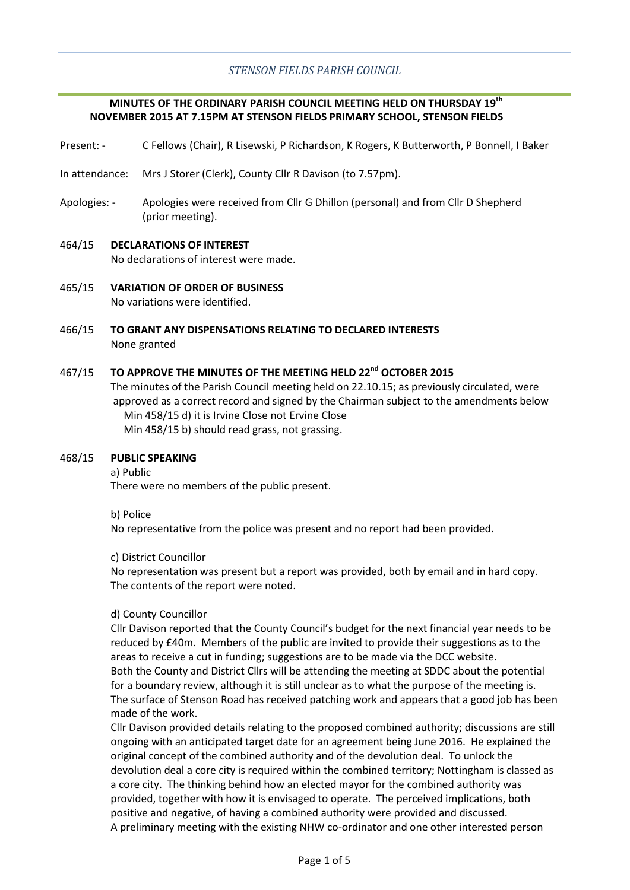*STENSON FIELDS PARISH COUNCIL*

**MINUTES OF THE ORDINARY PARISH COUNCIL MEETING HELD ON THURSDAY 19th NOVEMBER 2015 AT 7.15PM AT STENSON FIELDS PRIMARY SCHOOL, STENSON FIELDS**

Present: - C Fellows (Chair), R Lisewski, P Richardson, K Rogers, K Butterworth, P Bonnell, I Baker

In attendance: Mrs J Storer (Clerk), County Cllr R Davison (to 7.57pm).

Apologies: - Apologies were received from Cllr G Dhillon (personal) and from Cllr D Shepherd (prior meeting).

464/15 **DECLARATIONS OF INTEREST**
No declarations of interest were made.

465/15 **VARIATION OF ORDER OF BUSINESS**
No variations were identified.

466/15 **TO GRANT ANY DISPENSATIONS RELATING TO DECLARED INTERESTS**
None granted

467/15 **TO APPROVE THE MINUTES OF THE MEETING HELD 22nd OCTOBER 2015**
The minutes of the Parish Council meeting held on 22.10.15; as previously circulated, were approved as a correct record and signed by the Chairman subject to the amendments below
Min 458/15 d) it is Irvine Close not Ervine Close
Min 458/15 b) should read grass, not grassing.

468/15 **PUBLIC SPEAKING**

a) Public
There were no members of the public present.

b) Police
No representative from the police was present and no report had been provided.

c) District Councillor
No representation was present but a report was provided, both by email and in hard copy. The contents of the report were noted.

d) County Councillor
Cllr Davison reported that the County Council's budget for the next financial year needs to be reduced by £40m. Members of the public are invited to provide their suggestions as to the areas to receive a cut in funding; suggestions are to be made via the DCC website.
Both the County and District Cllrs will be attending the meeting at SDDC about the potential for a boundary review, although it is still unclear as to what the purpose of the meeting is.
The surface of Stenson Road has received patching work and appears that a good job has been made of the work.
Cllr Davison provided details relating to the proposed combined authority; discussions are still ongoing with an anticipated target date for an agreement being June 2016. He explained the original concept of the combined authority and of the devolution deal. To unlock the devolution deal a core city is required within the combined territory; Nottingham is classed as a core city. The thinking behind how an elected mayor for the combined authority was provided, together with how it is envisaged to operate. The perceived implications, both positive and negative, of having a combined authority were provided and discussed.
A preliminary meeting with the existing NHW co-ordinator and one other interested person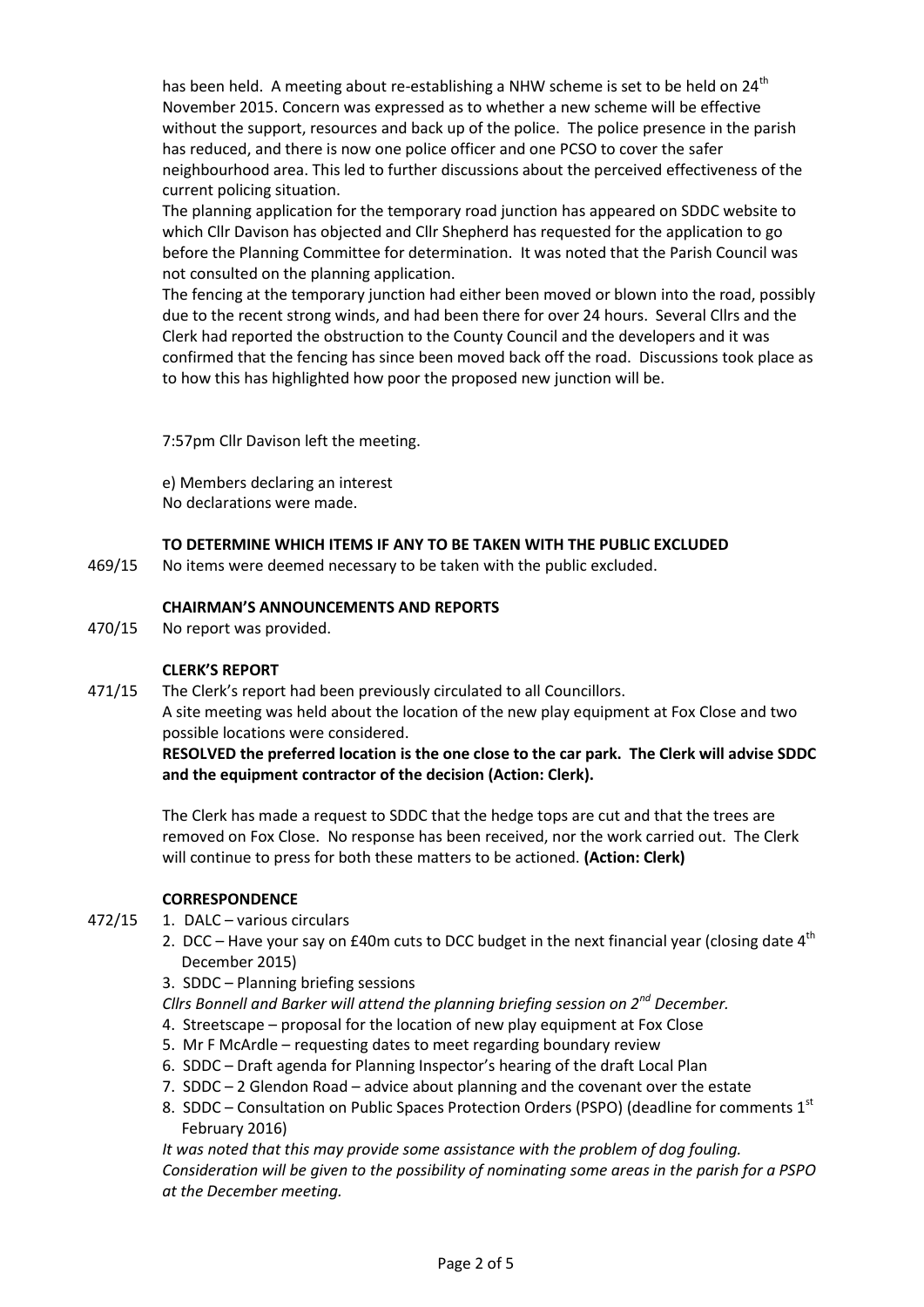has been held. A meeting about re-establishing a NHW scheme is set to be held on 24th November 2015. Concern was expressed as to whether a new scheme will be effective without the support, resources and back up of the police. The police presence in the parish has reduced, and there is now one police officer and one PCSO to cover the safer neighbourhood area. This led to further discussions about the perceived effectiveness of the current policing situation.

The planning application for the temporary road junction has appeared on SDDC website to which Cllr Davison has objected and Cllr Shepherd has requested for the application to go before the Planning Committee for determination. It was noted that the Parish Council was not consulted on the planning application.

The fencing at the temporary junction had either been moved or blown into the road, possibly due to the recent strong winds, and had been there for over 24 hours. Several Cllrs and the Clerk had reported the obstruction to the County Council and the developers and it was confirmed that the fencing has since been moved back off the road. Discussions took place as to how this has highlighted how poor the proposed new junction will be.

7:57pm Cllr Davison left the meeting.

e) Members declaring an interest
No declarations were made.

**TO DETERMINE WHICH ITEMS IF ANY TO BE TAKEN WITH THE PUBLIC EXCLUDED**

469/15 No items were deemed necessary to be taken with the public excluded.

**CHAIRMAN'S ANNOUNCEMENTS AND REPORTS**

470/15 No report was provided.

**CLERK'S REPORT**

471/15 The Clerk's report had been previously circulated to all Councillors.

A site meeting was held about the location of the new play equipment at Fox Close and two possible locations were considered.

**RESOLVED the preferred location is the one close to the car park. The Clerk will advise SDDC and the equipment contractor of the decision (Action: Clerk).**

The Clerk has made a request to SDDC that the hedge tops are cut and that the trees are removed on Fox Close. No response has been received, nor the work carried out. The Clerk will continue to press for both these matters to be actioned. **(Action: Clerk)**

**CORRESPONDENCE**

472/15

1. DALC – various circulars
2. DCC – Have your say on £40m cuts to DCC budget in the next financial year (closing date 4th December 2015)
3. SDDC – Planning briefing sessions

*Cllrs Bonnell and Barker will attend the planning briefing session on 2nd December.*

4. Streetscape – proposal for the location of new play equipment at Fox Close
5. Mr F McArdle – requesting dates to meet regarding boundary review
6. SDDC – Draft agenda for Planning Inspector's hearing of the draft Local Plan
7. SDDC – 2 Glendon Road – advice about planning and the covenant over the estate
8. SDDC – Consultation on Public Spaces Protection Orders (PSPO) (deadline for comments 1st February 2016)

*It was noted that this may provide some assistance with the problem of dog fouling. Consideration will be given to the possibility of nominating some areas in the parish for a PSPO at the December meeting.*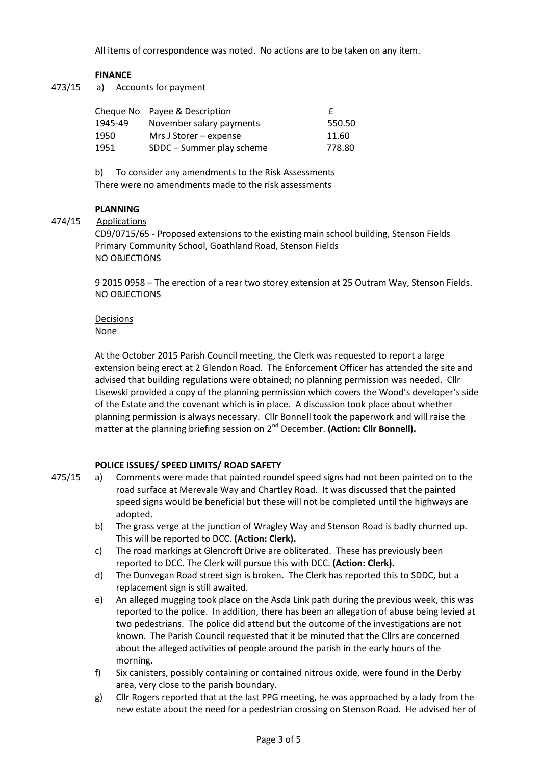All items of correspondence was noted. No actions are to be taken on any item.

**FINANCE**

473/15 a) Accounts for payment

| Cheque No | Payee & Description | £ |
|---|---|---|
| 1945-49 | November salary payments | 550.50 |
| 1950 | Mrs J Storer – expense | 11.60 |
| 1951 | SDDC – Summer play scheme | 778.80 |

b) To consider any amendments to the Risk Assessments

There were no amendments made to the risk assessments

**PLANNING**

474/15 Applications

CD9/0715/65 - Proposed extensions to the existing main school building, Stenson Fields Primary Community School, Goathland Road, Stenson Fields

NO OBJECTIONS

9 2015 0958 – The erection of a rear two storey extension at 25 Outram Way, Stenson Fields.

NO OBJECTIONS

Decisions

None

At the October 2015 Parish Council meeting, the Clerk was requested to report a large extension being erect at 2 Glendon Road. The Enforcement Officer has attended the site and advised that building regulations were obtained; no planning permission was needed. Cllr Lisewski provided a copy of the planning permission which covers the Wood's developer's side of the Estate and the covenant which is in place. A discussion took place about whether planning permission is always necessary. Cllr Bonnell took the paperwork and will raise the matter at the planning briefing session on 2nd December. **(Action: Cllr Bonnell).**

**POLICE ISSUES/ SPEED LIMITS/ ROAD SAFETY**

475/15

a) Comments were made that painted roundel speed signs had not been painted on to the road surface at Merevale Way and Chartley Road. It was discussed that the painted speed signs would be beneficial but these will not be completed until the highways are adopted.

b) The grass verge at the junction of Wragley Way and Stenson Road is badly churned up. This will be reported to DCC. **(Action: Clerk).**

c) The road markings at Glencroft Drive are obliterated. These has previously been reported to DCC. The Clerk will pursue this with DCC. **(Action: Clerk).**

d) The Dunvegan Road street sign is broken. The Clerk has reported this to SDDC, but a replacement sign is still awaited.

e) An alleged mugging took place on the Asda Link path during the previous week, this was reported to the police. In addition, there has been an allegation of abuse being levied at two pedestrians. The police did attend but the outcome of the investigations are not known. The Parish Council requested that it be minuted that the Cllrs are concerned about the alleged activities of people around the parish in the early hours of the morning.

f) Six canisters, possibly containing or contained nitrous oxide, were found in the Derby area, very close to the parish boundary.

g) Cllr Rogers reported that at the last PPG meeting, he was approached by a lady from the new estate about the need for a pedestrian crossing on Stenson Road. He advised her of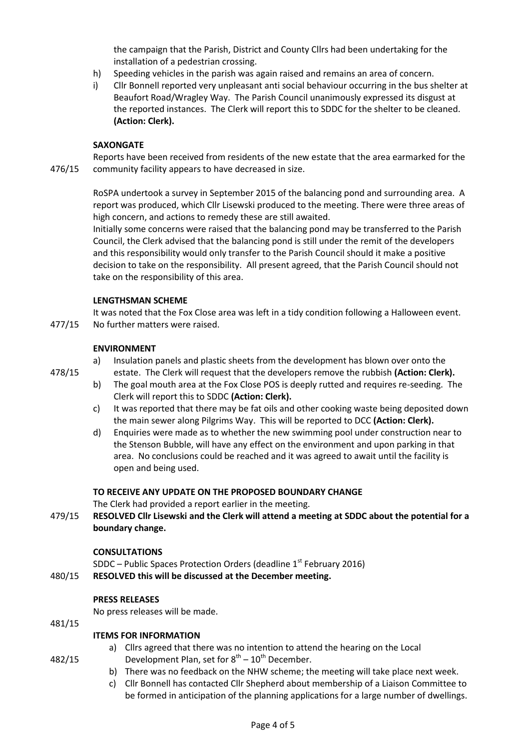the campaign that the Parish, District and County Cllrs had been undertaking for the installation of a pedestrian crossing.

h) Speeding vehicles in the parish was again raised and remains an area of concern.
i) Cllr Bonnell reported very unpleasant anti social behaviour occurring in the bus shelter at Beaufort Road/Wragley Way. The Parish Council unanimously expressed its disgust at the reported instances. The Clerk will report this to SDDC for the shelter to be cleaned. **(Action: Clerk).**

476/15

**SAXONGATE**

Reports have been received from residents of the new estate that the area earmarked for the community facility appears to have decreased in size.

RoSPA undertook a survey in September 2015 of the balancing pond and surrounding area. A report was produced, which Cllr Lisewski produced to the meeting. There were three areas of high concern, and actions to remedy these are still awaited.

Initially some concerns were raised that the balancing pond may be transferred to the Parish Council, the Clerk advised that the balancing pond is still under the remit of the developers and this responsibility would only transfer to the Parish Council should it make a positive decision to take on the responsibility. All present agreed, that the Parish Council should not take on the responsibility of this area.

477/15

**LENGTHSMAN SCHEME**

It was noted that the Fox Close area was left in a tidy condition following a Halloween event. No further matters were raised.

478/15

**ENVIRONMENT**

a) Insulation panels and plastic sheets from the development has blown over onto the estate. The Clerk will request that the developers remove the rubbish **(Action: Clerk).**
b) The goal mouth area at the Fox Close POS is deeply rutted and requires re-seeding. The Clerk will report this to SDDC **(Action: Clerk).**
c) It was reported that there may be fat oils and other cooking waste being deposited down the main sewer along Pilgrims Way. This will be reported to DCC **(Action: Clerk).**
d) Enquiries were made as to whether the new swimming pool under construction near to the Stenson Bubble, will have any effect on the environment and upon parking in that area. No conclusions could be reached and it was agreed to await until the facility is open and being used.

479/15

**TO RECEIVE ANY UPDATE ON THE PROPOSED BOUNDARY CHANGE**

The Clerk had provided a report earlier in the meeting.

**RESOLVED Cllr Lisewski and the Clerk will attend a meeting at SDDC about the potential for a boundary change.**

480/15

**CONSULTATIONS**

SDDC – Public Spaces Protection Orders (deadline 1st February 2016)

**RESOLVED this will be discussed at the December meeting.**

481/15

**PRESS RELEASES**

No press releases will be made.

482/15

**ITEMS FOR INFORMATION**

a) Cllrs agreed that there was no intention to attend the hearing on the Local Development Plan, set for 8th – 10th December.
b) There was no feedback on the NHW scheme; the meeting will take place next week.
c) Cllr Bonnell has contacted Cllr Shepherd about membership of a Liaison Committee to be formed in anticipation of the planning applications for a large number of dwellings.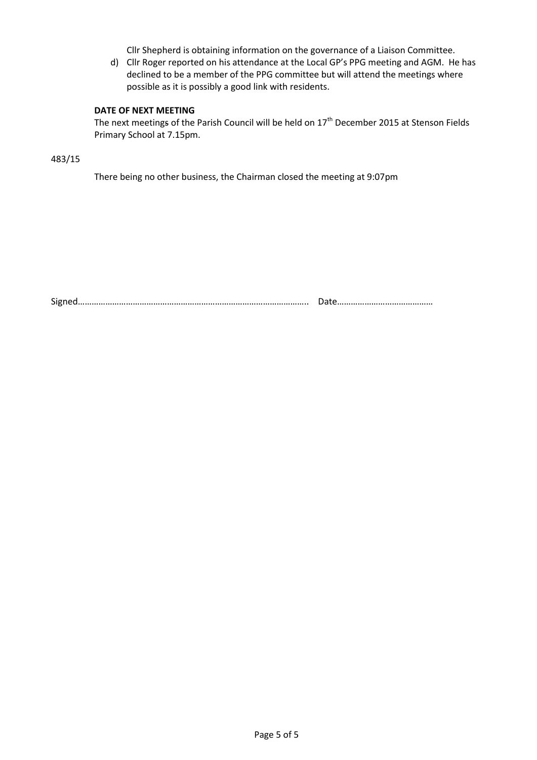Cllr Shepherd is obtaining information on the governance of a Liaison Committee.

d) Cllr Roger reported on his attendance at the Local GP's PPG meeting and AGM. He has declined to be a member of the PPG committee but will attend the meetings where possible as it is possibly a good link with residents.

**DATE OF NEXT MEETING**

The next meetings of the Parish Council will be held on 17th December 2015 at Stenson Fields Primary School at 7.15pm.

483/15

There being no other business, the Chairman closed the meeting at 9:07pm

Signed……………………………………………………………………………………….. Date……………………………………